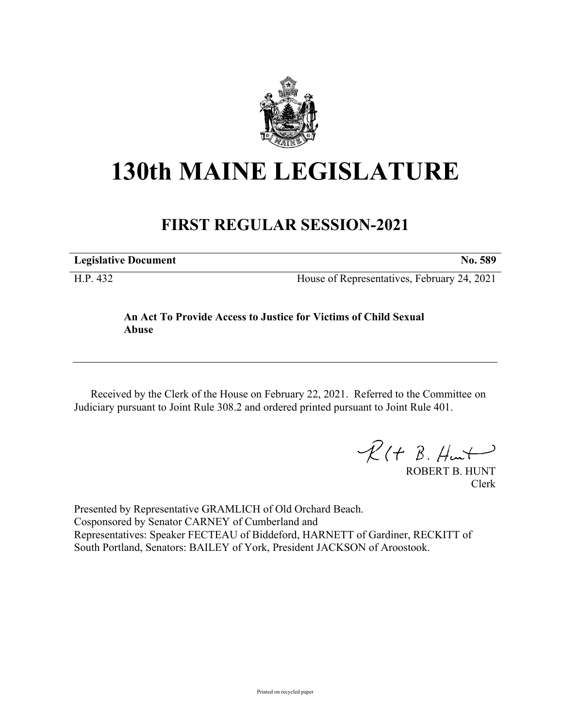# 130th MAINE LEGISLATURE

## FIRST REGULAR SESSION-2021

| **Legislative Document** | **No. 589** |
|---|---|
| H.P. 432 | House of Representatives, February 24, 2021 |

**An Act To Provide Access to Justice for Victims of Child Sexual Abuse**

Received by the Clerk of the House on February 22, 2021. Referred to the Committee on Judiciary pursuant to Joint Rule 308.2 and ordered printed pursuant to Joint Rule 401.

ROBERT B. HUNT
Clerk

Presented by Representative GRAMLICH of Old Orchard Beach.
Cosponsored by Senator CARNEY of Cumberland and
Representatives: Speaker FECTEAU of Biddeford, HARNETT of Gardiner, RECKITT of South Portland, Senators: BAILEY of York, President JACKSON of Aroostook.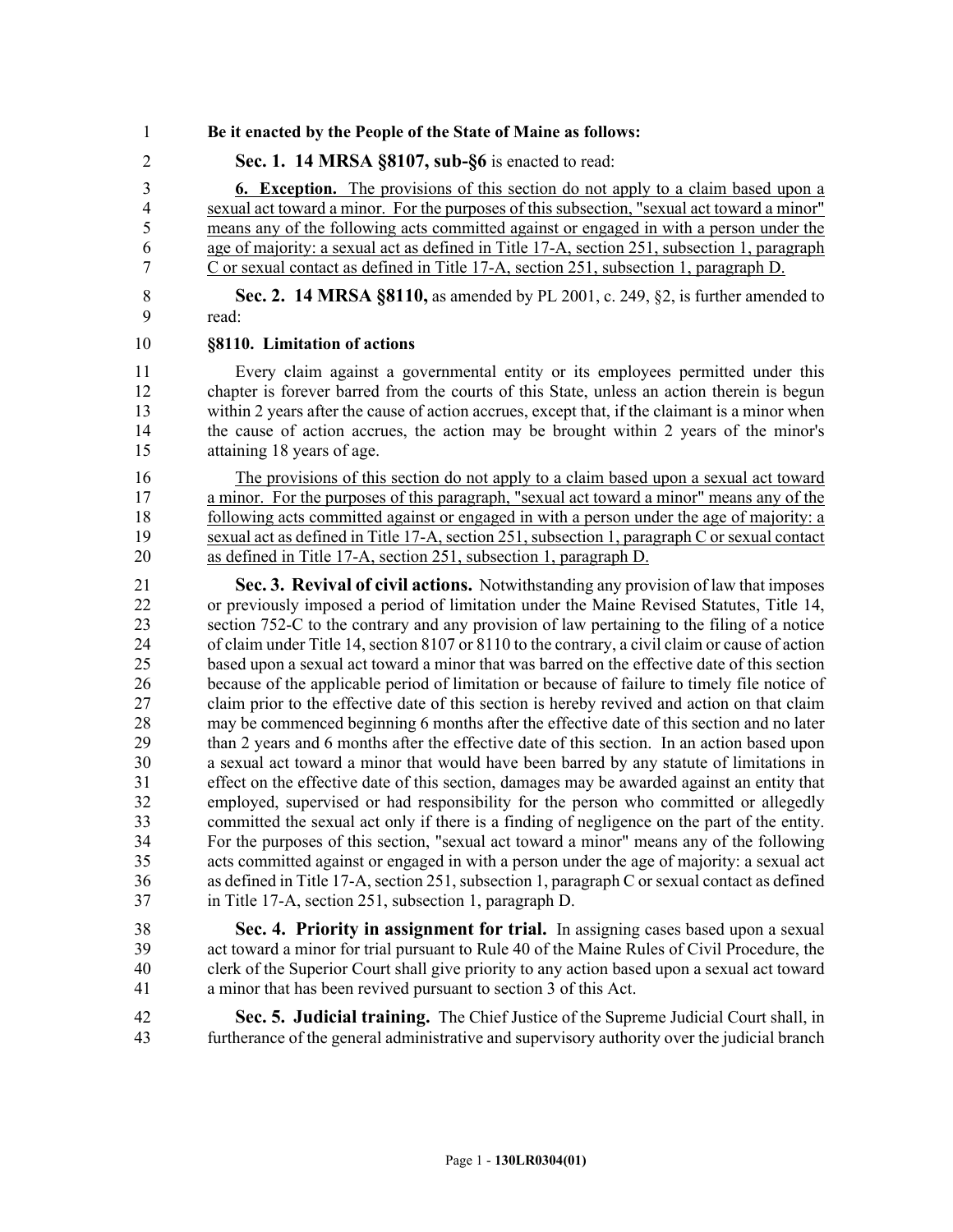**Be it enacted by the People of the State of Maine as follows:**

**Sec. 1. 14 MRSA §8107, sub-§6** is enacted to read:

**6. Exception.** The provisions of this section do not apply to a claim based upon a sexual act toward a minor. For the purposes of this subsection, "sexual act toward a minor" means any of the following acts committed against or engaged in with a person under the age of majority: a sexual act as defined in Title 17-A, section 251, subsection 1, paragraph C or sexual contact as defined in Title 17-A, section 251, subsection 1, paragraph D.

**Sec. 2. 14 MRSA §8110,** as amended by PL 2001, c. 249, §2, is further amended to read:

**§8110. Limitation of actions**

Every claim against a governmental entity or its employees permitted under this chapter is forever barred from the courts of this State, unless an action therein is begun within 2 years after the cause of action accrues, except that, if the claimant is a minor when the cause of action accrues, the action may be brought within 2 years of the minor's attaining 18 years of age.

The provisions of this section do not apply to a claim based upon a sexual act toward a minor. For the purposes of this paragraph, "sexual act toward a minor" means any of the following acts committed against or engaged in with a person under the age of majority: a sexual act as defined in Title 17-A, section 251, subsection 1, paragraph C or sexual contact as defined in Title 17-A, section 251, subsection 1, paragraph D.

**Sec. 3. Revival of civil actions.** Notwithstanding any provision of law that imposes or previously imposed a period of limitation under the Maine Revised Statutes, Title 14, section 752-C to the contrary and any provision of law pertaining to the filing of a notice of claim under Title 14, section 8107 or 8110 to the contrary, a civil claim or cause of action based upon a sexual act toward a minor that was barred on the effective date of this section because of the applicable period of limitation or because of failure to timely file notice of claim prior to the effective date of this section is hereby revived and action on that claim may be commenced beginning 6 months after the effective date of this section and no later than 2 years and 6 months after the effective date of this section. In an action based upon a sexual act toward a minor that would have been barred by any statute of limitations in effect on the effective date of this section, damages may be awarded against an entity that employed, supervised or had responsibility for the person who committed or allegedly committed the sexual act only if there is a finding of negligence on the part of the entity. For the purposes of this section, "sexual act toward a minor" means any of the following acts committed against or engaged in with a person under the age of majority: a sexual act as defined in Title 17-A, section 251, subsection 1, paragraph C or sexual contact as defined in Title 17-A, section 251, subsection 1, paragraph D.

**Sec. 4. Priority in assignment for trial.** In assigning cases based upon a sexual act toward a minor for trial pursuant to Rule 40 of the Maine Rules of Civil Procedure, the clerk of the Superior Court shall give priority to any action based upon a sexual act toward a minor that has been revived pursuant to section 3 of this Act.

**Sec. 5. Judicial training.** The Chief Justice of the Supreme Judicial Court shall, in furtherance of the general administrative and supervisory authority over the judicial branch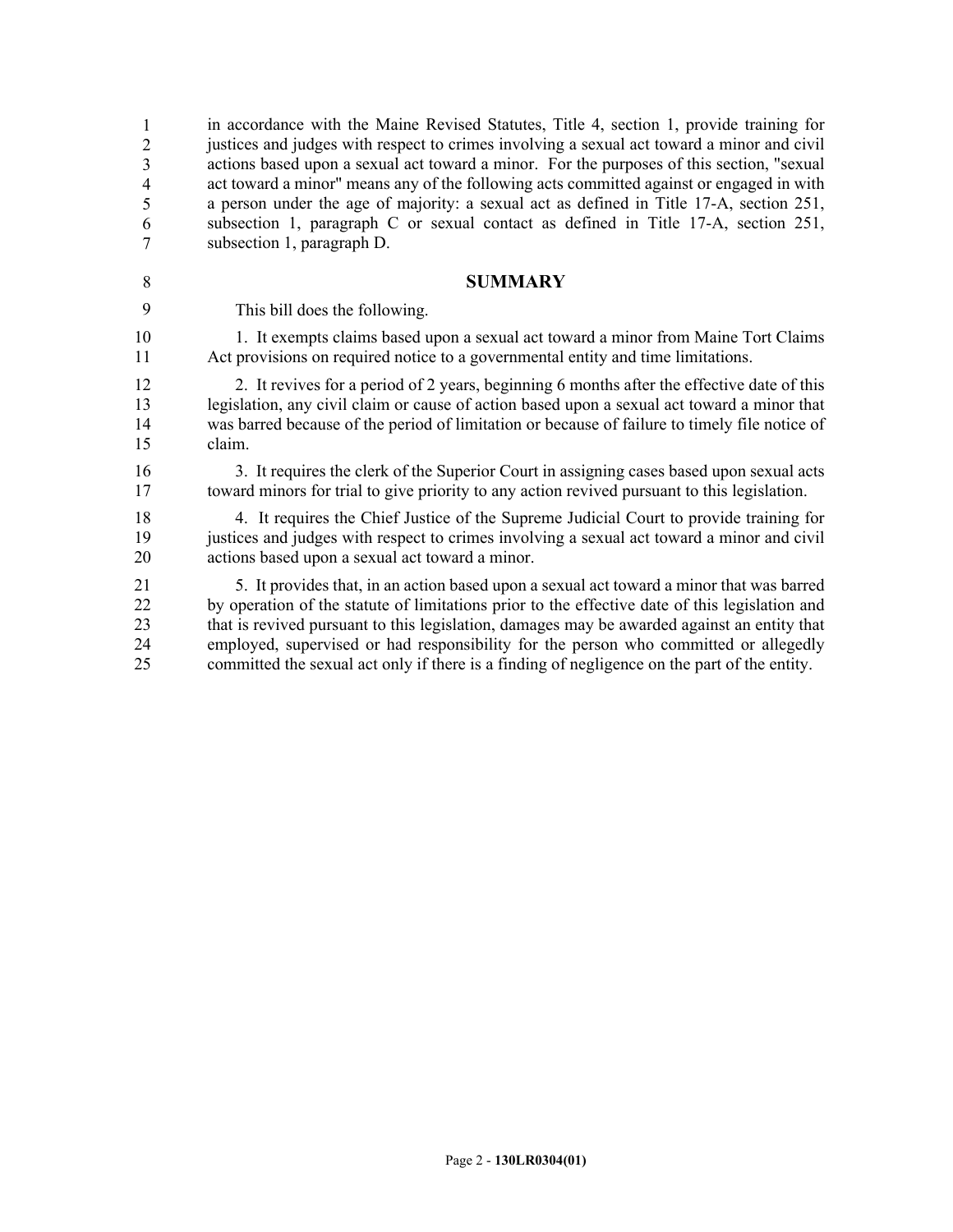in accordance with the Maine Revised Statutes, Title 4, section 1, provide training for justices and judges with respect to crimes involving a sexual act toward a minor and civil actions based upon a sexual act toward a minor. For the purposes of this section, "sexual act toward a minor" means any of the following acts committed against or engaged in with a person under the age of majority: a sexual act as defined in Title 17-A, section 251, subsection 1, paragraph C or sexual contact as defined in Title 17-A, section 251, subsection 1, paragraph D.

## SUMMARY

This bill does the following.

1. It exempts claims based upon a sexual act toward a minor from Maine Tort Claims Act provisions on required notice to a governmental entity and time limitations.

2. It revives for a period of 2 years, beginning 6 months after the effective date of this legislation, any civil claim or cause of action based upon a sexual act toward a minor that was barred because of the period of limitation or because of failure to timely file notice of claim.

3. It requires the clerk of the Superior Court in assigning cases based upon sexual acts toward minors for trial to give priority to any action revived pursuant to this legislation.

4. It requires the Chief Justice of the Supreme Judicial Court to provide training for justices and judges with respect to crimes involving a sexual act toward a minor and civil actions based upon a sexual act toward a minor.

5. It provides that, in an action based upon a sexual act toward a minor that was barred by operation of the statute of limitations prior to the effective date of this legislation and that is revived pursuant to this legislation, damages may be awarded against an entity that employed, supervised or had responsibility for the person who committed or allegedly committed the sexual act only if there is a finding of negligence on the part of the entity.